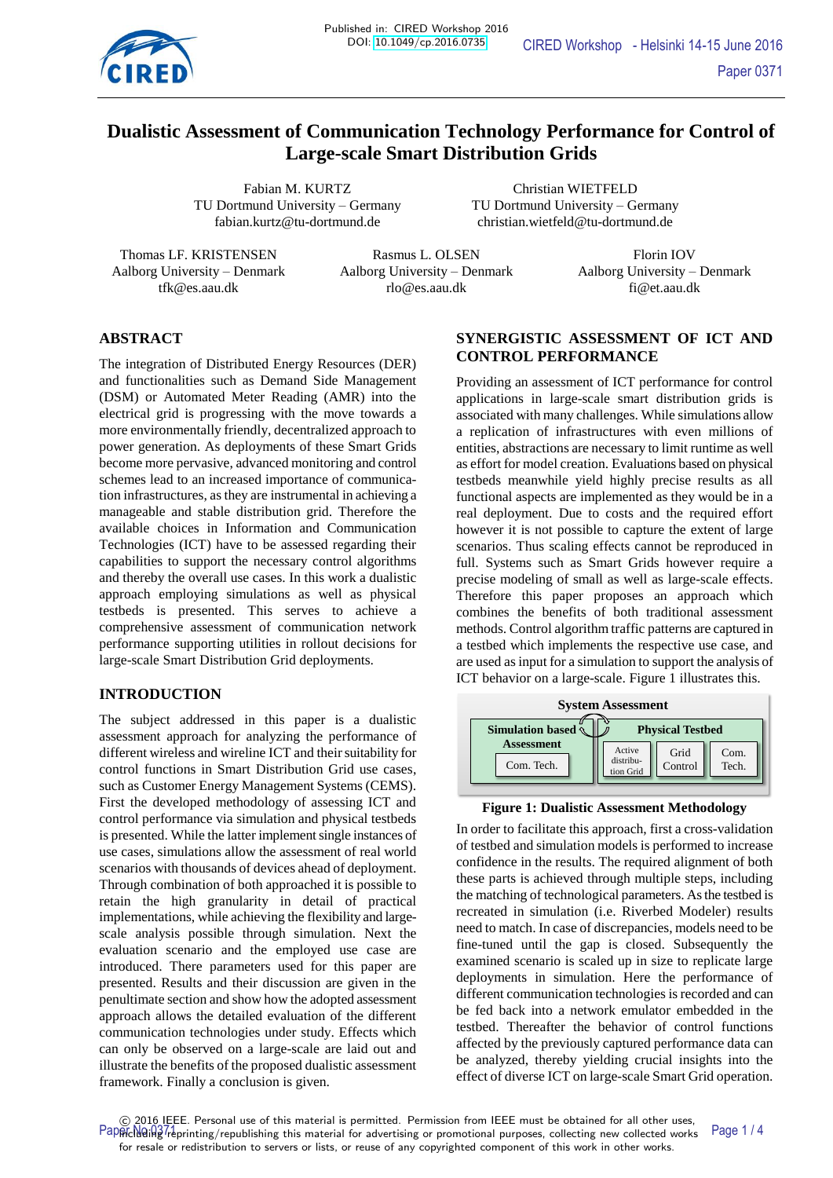# Dualistic Assessment of Communication Technology Performance for Control of Large-scale Smart Distribution Grids

Fabian M. KURTZ
TU Dortmund University – Germany
fabian.kurtz@tu-dortmund.de

Christian WIETFELD
TU Dortmund University – Germany
christian.wietfeld@tu-dortmund.de

Thomas LF. KRISTENSEN
Aalborg University – Denmark
tfk@es.aau.dk

Rasmus L. OLSEN
Aalborg University – Denmark
rlo@es.aau.dk

Florin IOV
Aalborg University – Denmark
fi@et.aau.dk

## ABSTRACT

The integration of Distributed Energy Resources (DER) and functionalities such as Demand Side Management (DSM) or Automated Meter Reading (AMR) into the electrical grid is progressing with the move towards a more environmentally friendly, decentralized approach to power generation. As deployments of these Smart Grids become more pervasive, advanced monitoring and control schemes lead to an increased importance of communication infrastructures, as they are instrumental in achieving a manageable and stable distribution grid. Therefore the available choices in Information and Communication Technologies (ICT) have to be assessed regarding their capabilities to support the necessary control algorithms and thereby the overall use cases. In this work a dualistic approach employing simulations as well as physical testbeds is presented. This serves to achieve a comprehensive assessment of communication network performance supporting utilities in rollout decisions for large-scale Smart Distribution Grid deployments.

## INTRODUCTION

The subject addressed in this paper is a dualistic assessment approach for analyzing the performance of different wireless and wireline ICT and their suitability for control functions in Smart Distribution Grid use cases, such as Customer Energy Management Systems (CEMS). First the developed methodology of assessing ICT and control performance via simulation and physical testbeds is presented. While the latter implement single instances of use cases, simulations allow the assessment of real world scenarios with thousands of devices ahead of deployment. Through combination of both approached it is possible to retain the high granularity in detail of practical implementations, while achieving the flexibility and large-scale analysis possible through simulation. Next the evaluation scenario and the employed use case are introduced. There parameters used for this paper are presented. Results and their discussion are given in the penultimate section and show how the adopted assessment approach allows the detailed evaluation of the different communication technologies under study. Effects which can only be observed on a large-scale are laid out and illustrate the benefits of the proposed dualistic assessment framework. Finally a conclusion is given.

## SYNERGISTIC ASSESSMENT OF ICT AND CONTROL PERFORMANCE

Providing an assessment of ICT performance for control applications in large-scale smart distribution grids is associated with many challenges. While simulations allow a replication of infrastructures with even millions of entities, abstractions are necessary to limit runtime as well as effort for model creation. Evaluations based on physical testbeds meanwhile yield highly precise results as all functional aspects are implemented as they would be in a real deployment. Due to costs and the required effort however it is not possible to capture the extent of large scenarios. Thus scaling effects cannot be reproduced in full. Systems such as Smart Grids however require a precise modeling of small as well as large-scale effects. Therefore this paper proposes an approach which combines the benefits of both traditional assessment methods. Control algorithm traffic patterns are captured in a testbed which implements the respective use case, and are used as input for a simulation to support the analysis of ICT behavior on a large-scale. Figure 1 illustrates this.

System Assessment — Simulation based Assessment: Com. Tech. | Physical Testbed: Active distribution Grid, Grid Control, Com. Tech.

**Figure 1: Dualistic Assessment Methodology**

In order to facilitate this approach, first a cross-validation of testbed and simulation models is performed to increase confidence in the results. The required alignment of both these parts is achieved through multiple steps, including the matching of technological parameters. As the testbed is recreated in simulation (i.e. Riverbed Modeler) results need to match. In case of discrepancies, models need to be fine-tuned until the gap is closed. Subsequently the examined scenario is scaled up in size to replicate large deployments in simulation. Here the performance of different communication technologies is recorded and can be fed back into a network emulator embedded in the testbed. Thereafter the behavior of control functions affected by the previously captured performance data can be analyzed, thereby yielding crucial insights into the effect of diverse ICT on large-scale Smart Grid operation.

© 2016 IEEE. Personal use of this material is permitted. Permission from IEEE must be obtained for all other uses, including reprinting/republishing this material for advertising or promotional purposes, collecting new collected works for resale or redistribution to servers or lists, or reuse of any copyrighted component of this work in other works.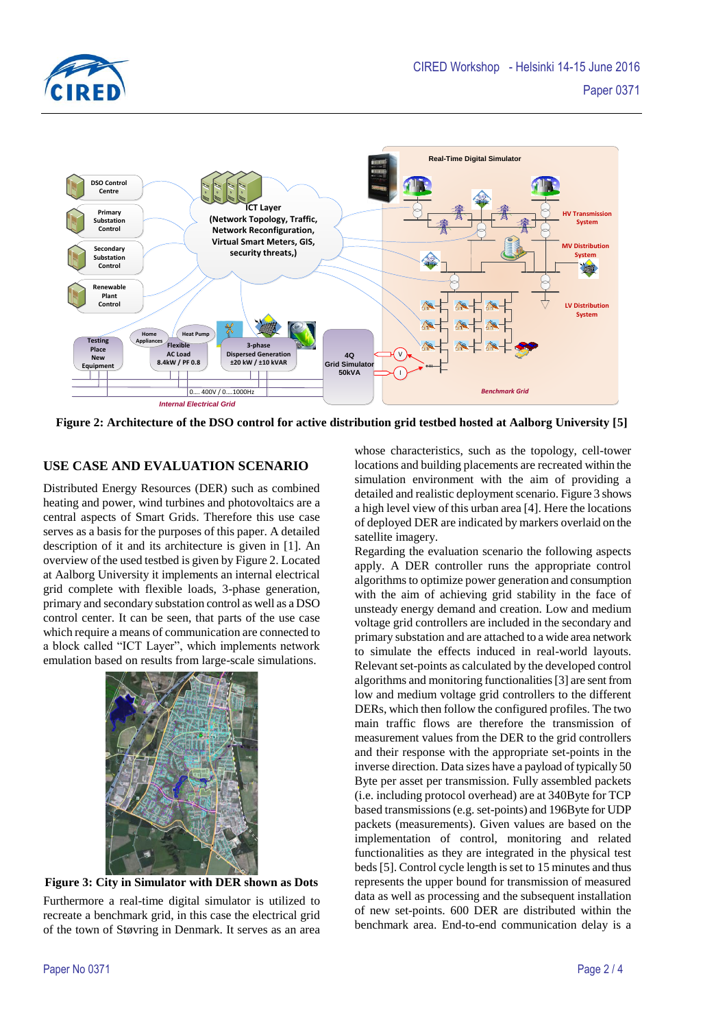Figure 2: Architecture of the DSO control for active distribution grid testbed hosted at Aalborg University [5]

## USE CASE AND EVALUATION SCENARIO

Distributed Energy Resources (DER) such as combined heating and power, wind turbines and photovoltaics are a central aspects of Smart Grids. Therefore this use case serves as a basis for the purposes of this paper. A detailed description of it and its architecture is given in [1]. An overview of the used testbed is given by Figure 2. Located at Aalborg University it implements an internal electrical grid complete with flexible loads, 3-phase generation, primary and secondary substation control as well as a DSO control center. It can be seen, that parts of the use case which require a means of communication are connected to a block called "ICT Layer", which implements network emulation based on results from large-scale simulations.

**Figure 3: City in Simulator with DER shown as Dots**

Furthermore a real-time digital simulator is utilized to recreate a benchmark grid, in this case the electrical grid of the town of Støvring in Denmark. It serves as an area whose characteristics, such as the topology, cell-tower locations and building placements are recreated within the simulation environment with the aim of providing a detailed and realistic deployment scenario. Figure 3 shows a high level view of this urban area [4]. Here the locations of deployed DER are indicated by markers overlaid on the satellite imagery.

Regarding the evaluation scenario the following aspects apply. A DER controller runs the appropriate control algorithms to optimize power generation and consumption with the aim of achieving grid stability in the face of unsteady energy demand and creation. Low and medium voltage grid controllers are included in the secondary and primary substation and are attached to a wide area network to simulate the effects induced in real-world layouts. Relevant set-points as calculated by the developed control algorithms and monitoring functionalities [3] are sent from low and medium voltage grid controllers to the different DERs, which then follow the configured profiles. The two main traffic flows are therefore the transmission of measurement values from the DER to the grid controllers and their response with the appropriate set-points in the inverse direction. Data sizes have a payload of typically 50 Byte per asset per transmission. Fully assembled packets (i.e. including protocol overhead) are at 340Byte for TCP based transmissions (e.g. set-points) and 196Byte for UDP packets (measurements). Given values are based on the implementation of control, monitoring and related functionalities as they are integrated in the physical test beds [5]. Control cycle length is set to 15 minutes and thus represents the upper bound for transmission of measured data as well as processing and the subsequent installation of new set-points. 600 DER are distributed within the benchmark area. End-to-end communication delay is a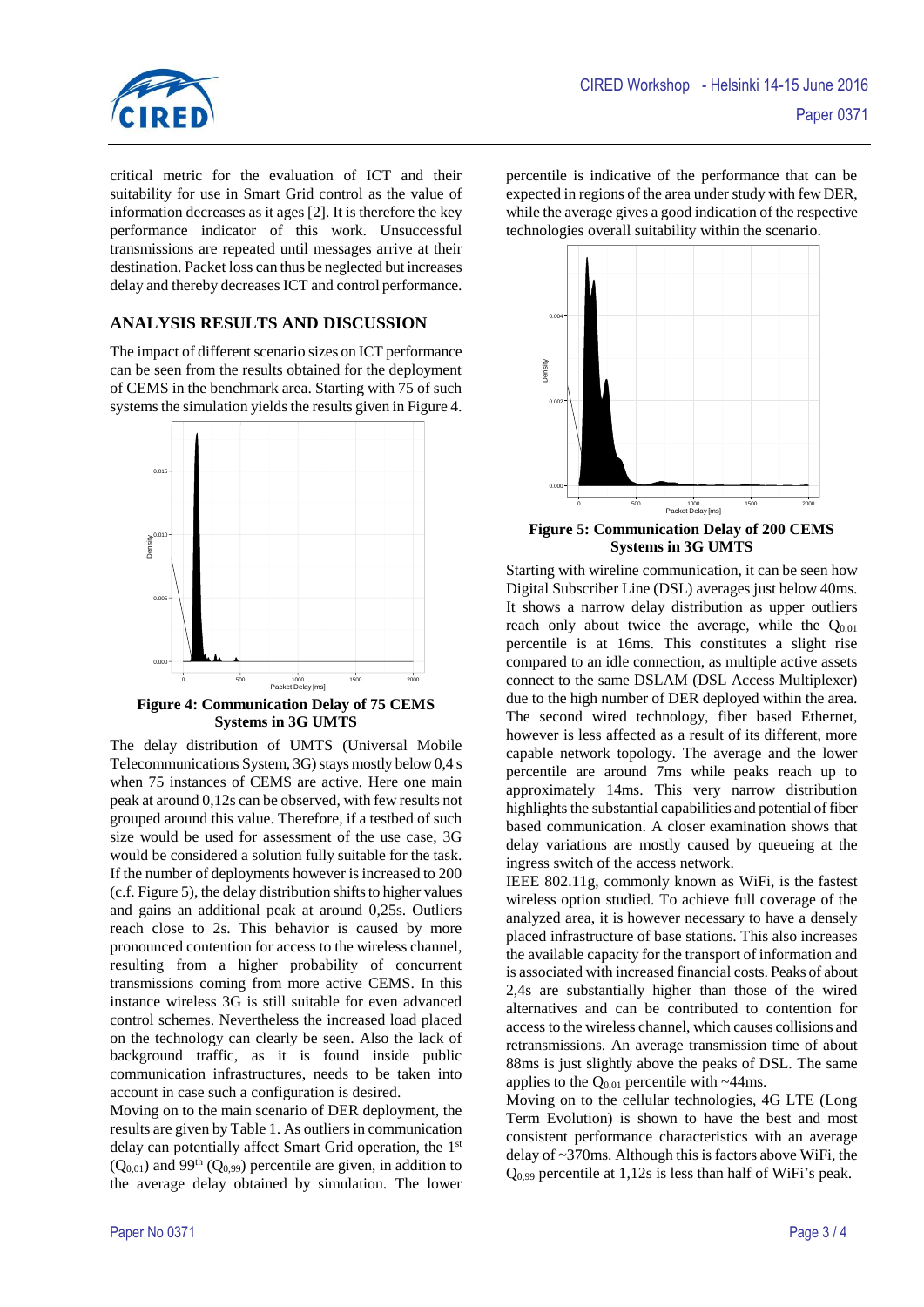critical metric for the evaluation of ICT and their suitability for use in Smart Grid control as the value of information decreases as it ages [2]. It is therefore the key performance indicator of this work. Unsuccessful transmissions are repeated until messages arrive at their destination. Packet loss can thus be neglected but increases delay and thereby decreases ICT and control performance.

## ANALYSIS RESULTS AND DISCUSSION

The impact of different scenario sizes on ICT performance can be seen from the results obtained for the deployment of CEMS in the benchmark area. Starting with 75 of such systems the simulation yields the results given in Figure 4.

**Figure 4: Communication Delay of 75 CEMS Systems in 3G UMTS**

The delay distribution of UMTS (Universal Mobile Telecommunications System, 3G) stays mostly below 0,4 s when 75 instances of CEMS are active. Here one main peak at around 0,12s can be observed, with few results not grouped around this value. Therefore, if a testbed of such size would be used for assessment of the use case, 3G would be considered a solution fully suitable for the task. If the number of deployments however is increased to 200 (c.f. Figure 5), the delay distribution shifts to higher values and gains an additional peak at around 0,25s. Outliers reach close to 2s. This behavior is caused by more pronounced contention for access to the wireless channel, resulting from a higher probability of concurrent transmissions coming from more active CEMS. In this instance wireless 3G is still suitable for even advanced control schemes. Nevertheless the increased load placed on the technology can clearly be seen. Also the lack of background traffic, as it is found inside public communication infrastructures, needs to be taken into account in case such a configuration is desired.

Moving on to the main scenario of DER deployment, the results are given by Table 1. As outliers in communication delay can potentially affect Smart Grid operation, the 1st ($Q_{0,01}$) and 99th ($Q_{0,99}$) percentile are given, in addition to the average delay obtained by simulation. The lower percentile is indicative of the performance that can be expected in regions of the area under study with few DER, while the average gives a good indication of the respective technologies overall suitability within the scenario.

**Figure 5: Communication Delay of 200 CEMS Systems in 3G UMTS**

Starting with wireline communication, it can be seen how Digital Subscriber Line (DSL) averages just below 40ms. It shows a narrow delay distribution as upper outliers reach only about twice the average, while the $Q_{0,01}$ percentile is at 16ms. This constitutes a slight rise compared to an idle connection, as multiple active assets connect to the same DSLAM (DSL Access Multiplexer) due to the high number of DER deployed within the area. The second wired technology, fiber based Ethernet, however is less affected as a result of its different, more capable network topology. The average and the lower percentile are around 7ms while peaks reach up to approximately 14ms. This very narrow distribution highlights the substantial capabilities and potential of fiber based communication. A closer examination shows that delay variations are mostly caused by queueing at the ingress switch of the access network.

IEEE 802.11g, commonly known as WiFi, is the fastest wireless option studied. To achieve full coverage of the analyzed area, it is however necessary to have a densely placed infrastructure of base stations. This also increases the available capacity for the transport of information and is associated with increased financial costs. Peaks of about 2,4s are substantially higher than those of the wired alternatives and can be contributed to contention for access to the wireless channel, which causes collisions and retransmissions. An average transmission time of about 88ms is just slightly above the peaks of DSL. The same applies to the $Q_{0,01}$ percentile with ~44ms.

Moving on to the cellular technologies, 4G LTE (Long Term Evolution) is shown to have the best and most consistent performance characteristics with an average delay of ~370ms. Although this is factors above WiFi, the $Q_{0,99}$ percentile at 1,12s is less than half of WiFi's peak.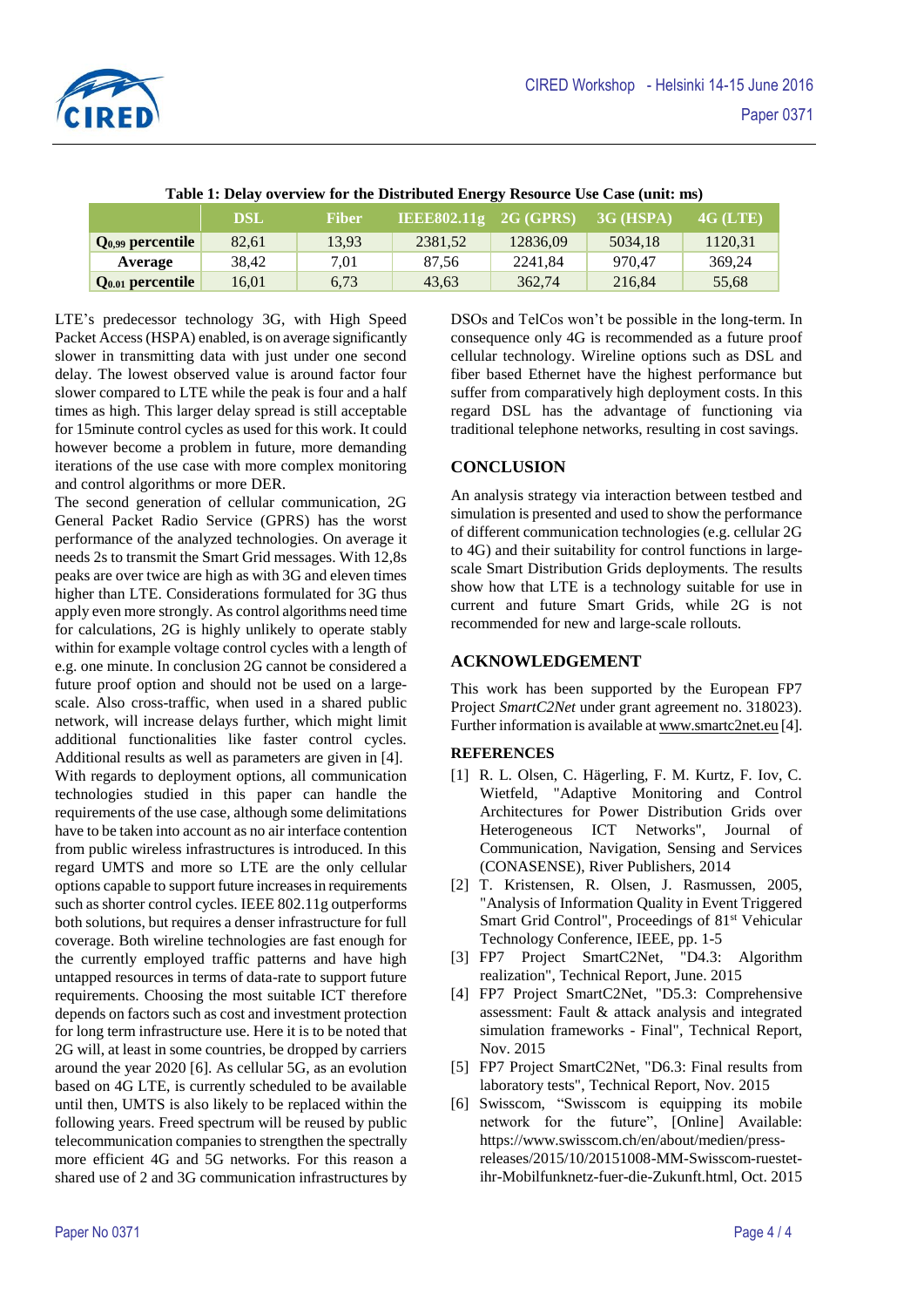**Table 1: Delay overview for the Distributed Energy Resource Use Case (unit: ms)**

| | DSL | Fiber | IEEE802.11g | 2G (GPRS) | 3G (HSPA) | 4G (LTE) |
|---|---|---|---|---|---|---|
| **$Q_{0,99}$ percentile** | 82,61 | 13,93 | 2381,52 | 12836,09 | 5034,18 | 1120,31 |
| **Average** | 38,42 | 7,01 | 87,56 | 2241,84 | 970,47 | 369,24 |
| **$Q_{0.01}$ percentile** | 16,01 | 6,73 | 43,63 | 362,74 | 216,84 | 55,68 |

LTE's predecessor technology 3G, with High Speed Packet Access (HSPA) enabled, is on average significantly slower in transmitting data with just under one second delay. The lowest observed value is around factor four slower compared to LTE while the peak is four and a half times as high. This larger delay spread is still acceptable for 15minute control cycles as used for this work. It could however become a problem in future, more demanding iterations of the use case with more complex monitoring and control algorithms or more DER.

The second generation of cellular communication, 2G General Packet Radio Service (GPRS) has the worst performance of the analyzed technologies. On average it needs 2s to transmit the Smart Grid messages. With 12,8s peaks are over twice are high as with 3G and eleven times higher than LTE. Considerations formulated for 3G thus apply even more strongly. As control algorithms need time for calculations, 2G is highly unlikely to operate stably within for example voltage control cycles with a length of e.g. one minute. In conclusion 2G cannot be considered a future proof option and should not be used on a large-scale. Also cross-traffic, when used in a shared public network, will increase delays further, which might limit additional functionalities like faster control cycles. Additional results as well as parameters are given in [4].

With regards to deployment options, all communication technologies studied in this paper can handle the requirements of the use case, although some delimitations have to be taken into account as no air interface contention from public wireless infrastructures is introduced. In this regard UMTS and more so LTE are the only cellular options capable to support future increases in requirements such as shorter control cycles. IEEE 802.11g outperforms both solutions, but requires a denser infrastructure for full coverage. Both wireline technologies are fast enough for the currently employed traffic patterns and have high untapped resources in terms of data-rate to support future requirements. Choosing the most suitable ICT therefore depends on factors such as cost and investment protection for long term infrastructure use. Here it is to be noted that 2G will, at least in some countries, be dropped by carriers around the year 2020 [6]. As cellular 5G, as an evolution based on 4G LTE, is currently scheduled to be available until then, UMTS is also likely to be replaced within the following years. Freed spectrum will be reused by public telecommunication companies to strengthen the spectrally more efficient 4G and 5G networks. For this reason a shared use of 2 and 3G communication infrastructures by DSOs and TelCos won't be possible in the long-term. In consequence only 4G is recommended as a future proof cellular technology. Wireline options such as DSL and fiber based Ethernet have the highest performance but suffer from comparatively high deployment costs. In this regard DSL has the advantage of functioning via traditional telephone networks, resulting in cost savings.

## CONCLUSION

An analysis strategy via interaction between testbed and simulation is presented and used to show the performance of different communication technologies (e.g. cellular 2G to 4G) and their suitability for control functions in large-scale Smart Distribution Grids deployments. The results show how that LTE is a technology suitable for use in current and future Smart Grids, while 2G is not recommended for new and large-scale rollouts.

## ACKNOWLEDGEMENT

This work has been supported by the European FP7 Project *SmartC2Net* under grant agreement no. 318023). Further information is available at www.smartc2net.eu [4].

## REFERENCES

[1] R. L. Olsen, C. Hägerling, F. M. Kurtz, F. Iov, C. Wietfeld, "Adaptive Monitoring and Control Architectures for Power Distribution Grids over Heterogeneous ICT Networks", Journal of Communication, Navigation, Sensing and Services (CONASENSE), River Publishers, 2014

[2] T. Kristensen, R. Olsen, J. Rasmussen, 2005, "Analysis of Information Quality in Event Triggered Smart Grid Control", Proceedings of 81st Vehicular Technology Conference, IEEE, pp. 1-5

[3] FP7 Project SmartC2Net, "D4.3: Algorithm realization", Technical Report, June. 2015

[4] FP7 Project SmartC2Net, "D5.3: Comprehensive assessment: Fault & attack analysis and integrated simulation frameworks - Final", Technical Report, Nov. 2015

[5] FP7 Project SmartC2Net, "D6.3: Final results from laboratory tests", Technical Report, Nov. 2015

[6] Swisscom, "Swisscom is equipping its mobile network for the future", [Online] Available: https://www.swisscom.ch/en/about/medien/press-releases/2015/10/20151008-MM-Swisscom-ruestet-ihr-Mobilfunknetz-fuer-die-Zukunft.html, Oct. 2015